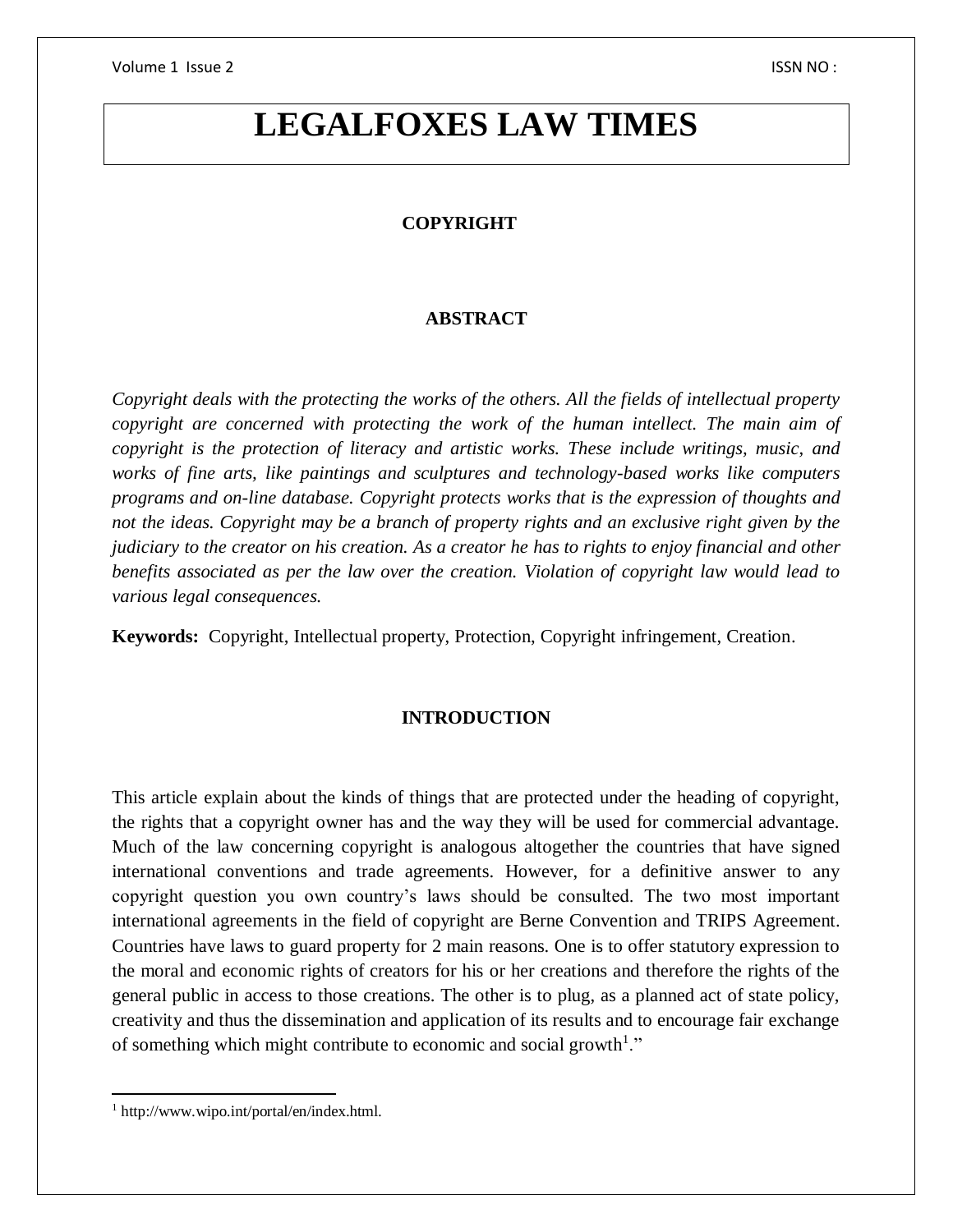# LEGALFOXES LAW TIMES

## COPYRIGHT

### ABSTRACT

*Copyright deals with the protecting the works of the others. All the fields of intellectual property copyright are concerned with protecting the work of the human intellect. The main aim of copyright is the protection of literacy and artistic works. These include writings, music, and works of fine arts, like paintings and sculptures and technology-based works like computers programs and on-line database. Copyright protects works that is the expression of thoughts and not the ideas. Copyright may be a branch of property rights and an exclusive right given by the judiciary to the creator on his creation. As a creator he has to rights to enjoy financial and other benefits associated as per the law over the creation. Violation of copyright law would lead to various legal consequences.*

**Keywords:** Copyright, Intellectual property, Protection, Copyright infringement, Creation.

### INTRODUCTION

This article explain about the kinds of things that are protected under the heading of copyright, the rights that a copyright owner has and the way they will be used for commercial advantage. Much of the law concerning copyright is analogous altogether the countries that have signed international conventions and trade agreements. However, for a definitive answer to any copyright question you own country's laws should be consulted. The two most important international agreements in the field of copyright are Berne Convention and TRIPS Agreement. Countries have laws to guard property for 2 main reasons. One is to offer statutory expression to the moral and economic rights of creators for his or her creations and therefore the rights of the general public in access to those creations. The other is to plug, as a planned act of state policy, creativity and thus the dissemination and application of its results and to encourage fair exchange of something which might contribute to economic and social growth[1]."

[1] http://www.wipo.int/portal/en/index.html.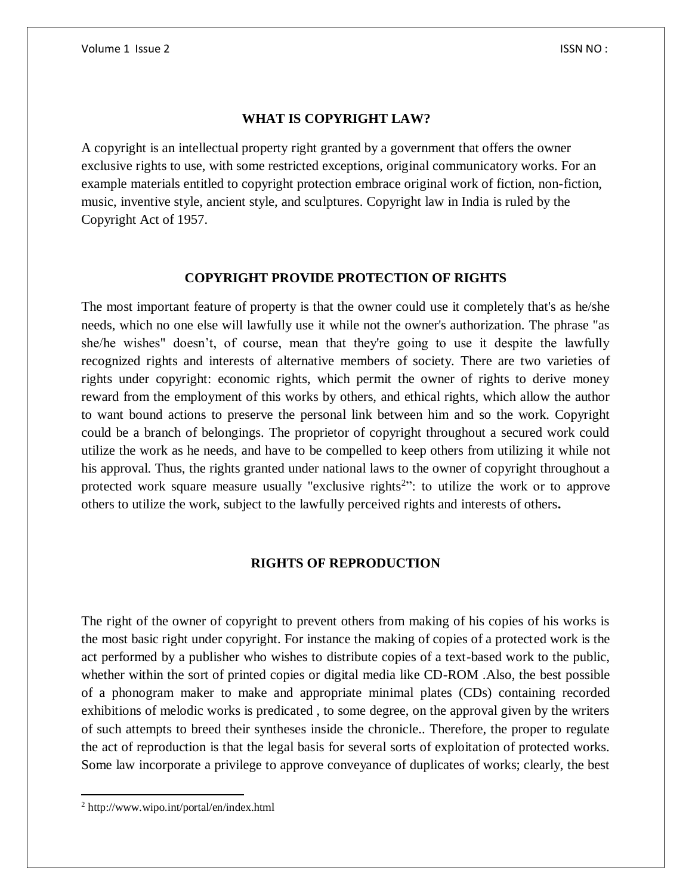## WHAT IS COPYRIGHT LAW?

A copyright is an intellectual property right granted by a government that offers the owner exclusive rights to use, with some restricted exceptions, original communicatory works. For an example materials entitled to copyright protection embrace original work of fiction, non-fiction, music, inventive style, ancient style, and sculptures. Copyright law in India is ruled by the Copyright Act of 1957.

## COPYRIGHT PROVIDE PROTECTION OF RIGHTS

The most important feature of property is that the owner could use it completely that's as he/she needs, which no one else will lawfully use it while not the owner's authorization. The phrase "as she/he wishes" doesn't, of course, mean that they're going to use it despite the lawfully recognized rights and interests of alternative members of society. There are two varieties of rights under copyright: economic rights, which permit the owner of rights to derive money reward from the employment of this works by others, and ethical rights, which allow the author to want bound actions to preserve the personal link between him and so the work. Copyright could be a branch of belongings. The proprietor of copyright throughout a secured work could utilize the work as he needs, and have to be compelled to keep others from utilizing it while not his approval. Thus, the rights granted under national laws to the owner of copyright throughout a protected work square measure usually "exclusive rights[2]": to utilize the work or to approve others to utilize the work, subject to the lawfully perceived rights and interests of others**.**

## RIGHTS OF REPRODUCTION

The right of the owner of copyright to prevent others from making of his copies of his works is the most basic right under copyright. For instance the making of copies of a protected work is the act performed by a publisher who wishes to distribute copies of a text-based work to the public, whether within the sort of printed copies or digital media like CD-ROM .Also, the best possible of a phonogram maker to make and appropriate minimal plates (CDs) containing recorded exhibitions of melodic works is predicated , to some degree, on the approval given by the writers of such attempts to breed their syntheses inside the chronicle.. Therefore, the proper to regulate the act of reproduction is that the legal basis for several sorts of exploitation of protected works. Some law incorporate a privilege to approve conveyance of duplicates of works; clearly, the best

[2] http://www.wipo.int/portal/en/index.html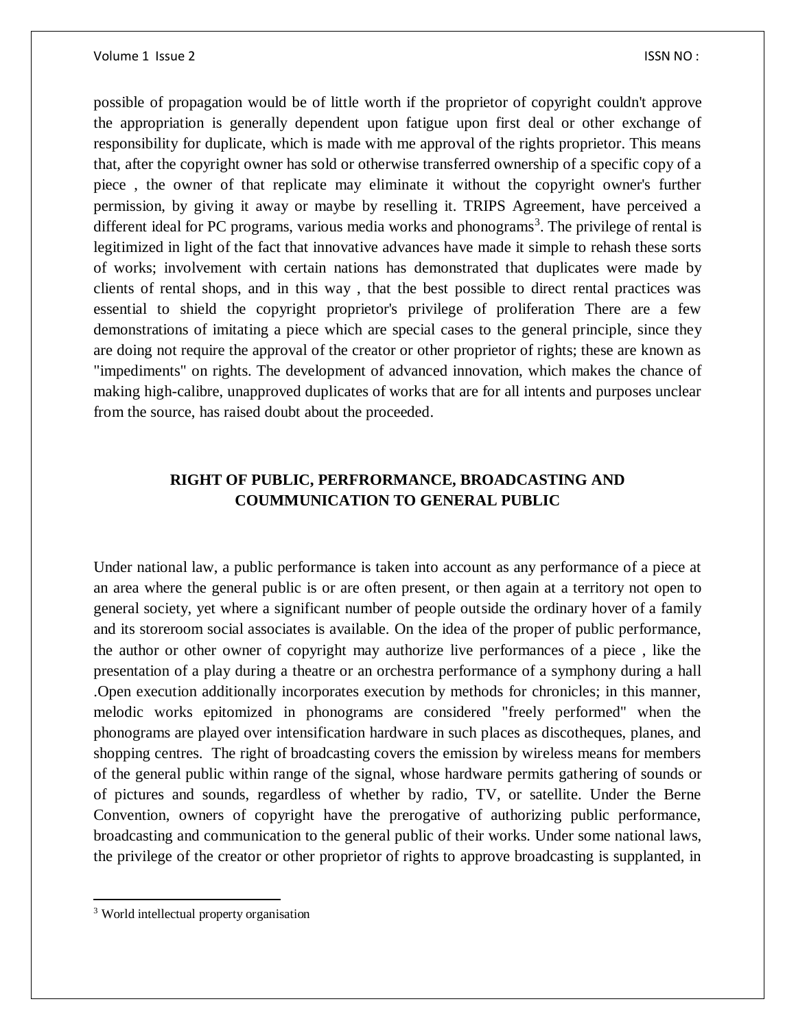possible of propagation would be of little worth if the proprietor of copyright couldn't approve the appropriation is generally dependent upon fatigue upon first deal or other exchange of responsibility for duplicate, which is made with me approval of the rights proprietor. This means that, after the copyright owner has sold or otherwise transferred ownership of a specific copy of a piece , the owner of that replicate may eliminate it without the copyright owner's further permission, by giving it away or maybe by reselling it. TRIPS Agreement, have perceived a different ideal for PC programs, various media works and phonograms[3]. The privilege of rental is legitimized in light of the fact that innovative advances have made it simple to rehash these sorts of works; involvement with certain nations has demonstrated that duplicates were made by clients of rental shops, and in this way , that the best possible to direct rental practices was essential to shield the copyright proprietor's privilege of proliferation There are a few demonstrations of imitating a piece which are special cases to the general principle, since they are doing not require the approval of the creator or other proprietor of rights; these are known as "impediments" on rights. The development of advanced innovation, which makes the chance of making high-calibre, unapproved duplicates of works that are for all intents and purposes unclear from the source, has raised doubt about the proceeded.

## RIGHT OF PUBLIC, PERFRORMANCE, BROADCASTING AND COUMMUNICATION TO GENERAL PUBLIC

Under national law, a public performance is taken into account as any performance of a piece at an area where the general public is or are often present, or then again at a territory not open to general society, yet where a significant number of people outside the ordinary hover of a family and its storeroom social associates is available. On the idea of the proper of public performance, the author or other owner of copyright may authorize live performances of a piece , like the presentation of a play during a theatre or an orchestra performance of a symphony during a hall .Open execution additionally incorporates execution by methods for chronicles; in this manner, melodic works epitomized in phonograms are considered "freely performed" when the phonograms are played over intensification hardware in such places as discotheques, planes, and shopping centres. The right of broadcasting covers the emission by wireless means for members of the general public within range of the signal, whose hardware permits gathering of sounds or of pictures and sounds, regardless of whether by radio, TV, or satellite. Under the Berne Convention, owners of copyright have the prerogative of authorizing public performance, broadcasting and communication to the general public of their works. Under some national laws, the privilege of the creator or other proprietor of rights to approve broadcasting is supplanted, in

[3] World intellectual property organisation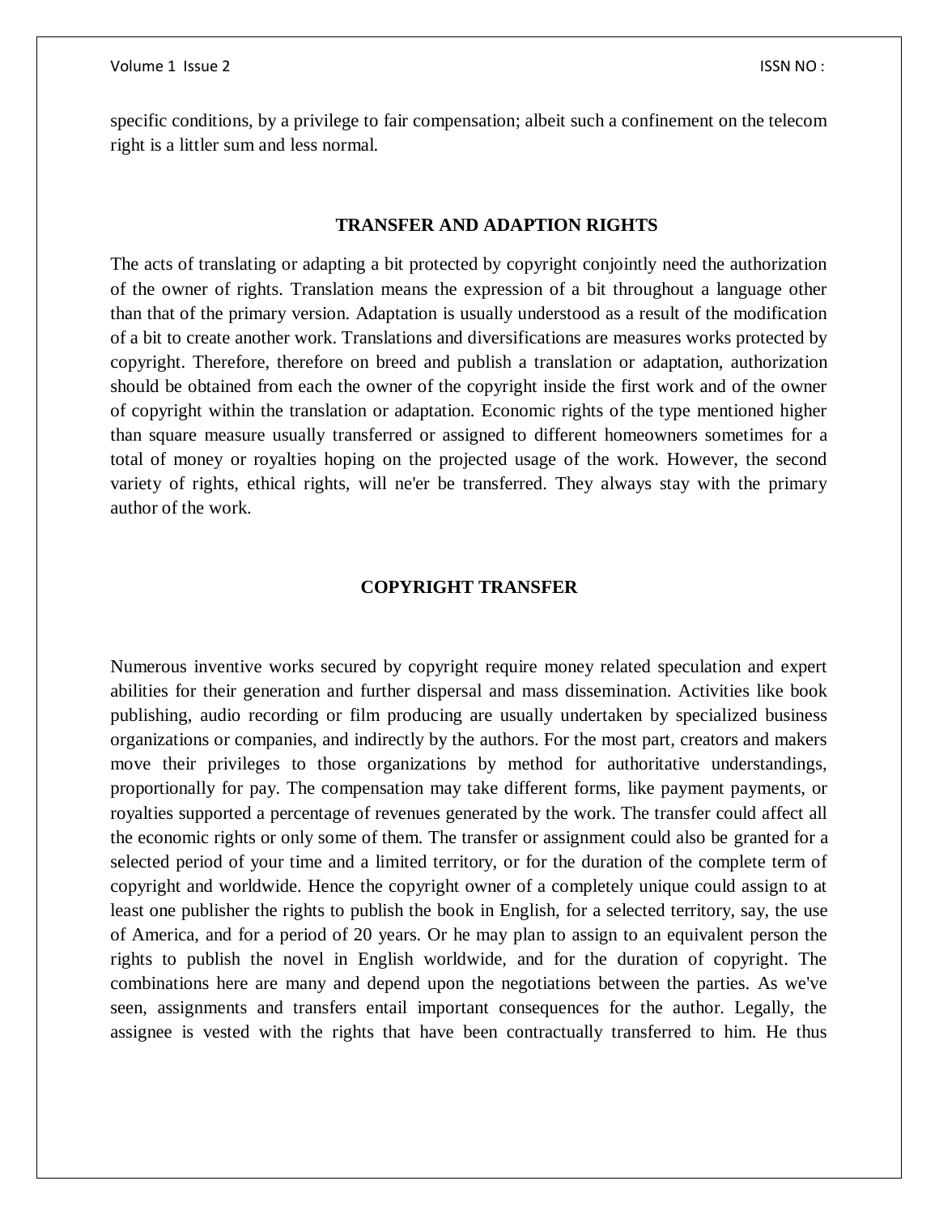specific conditions, by a privilege to fair compensation; albeit such a confinement on the telecom right is a littler sum and less normal.

## TRANSFER AND ADAPTION RIGHTS

The acts of translating or adapting a bit protected by copyright conjointly need the authorization of the owner of rights. Translation means the expression of a bit throughout a language other than that of the primary version. Adaptation is usually understood as a result of the modification of a bit to create another work. Translations and diversifications are measures works protected by copyright. Therefore, therefore on breed and publish a translation or adaptation, authorization should be obtained from each the owner of the copyright inside the first work and of the owner of copyright within the translation or adaptation. Economic rights of the type mentioned higher than square measure usually transferred or assigned to different homeowners sometimes for a total of money or royalties hoping on the projected usage of the work. However, the second variety of rights, ethical rights, will ne'er be transferred. They always stay with the primary author of the work.

## COPYRIGHT TRANSFER

Numerous inventive works secured by copyright require money related speculation and expert abilities for their generation and further dispersal and mass dissemination. Activities like book publishing, audio recording or film producing are usually undertaken by specialized business organizations or companies, and indirectly by the authors. For the most part, creators and makers move their privileges to those organizations by method for authoritative understandings, proportionally for pay. The compensation may take different forms, like payment payments, or royalties supported a percentage of revenues generated by the work. The transfer could affect all the economic rights or only some of them. The transfer or assignment could also be granted for a selected period of your time and a limited territory, or for the duration of the complete term of copyright and worldwide. Hence the copyright owner of a completely unique could assign to at least one publisher the rights to publish the book in English, for a selected territory, say, the use of America, and for a period of 20 years. Or he may plan to assign to an equivalent person the rights to publish the novel in English worldwide, and for the duration of copyright. The combinations here are many and depend upon the negotiations between the parties. As we've seen, assignments and transfers entail important consequences for the author. Legally, the assignee is vested with the rights that have been contractually transferred to him. He thus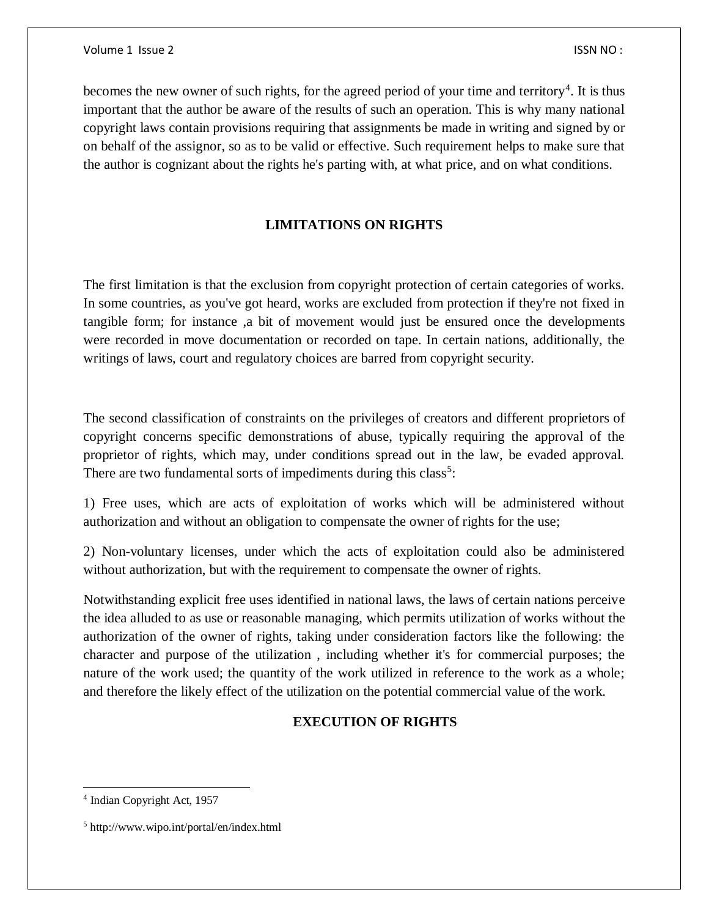becomes the new owner of such rights, for the agreed period of your time and territory[4]. It is thus important that the author be aware of the results of such an operation. This is why many national copyright laws contain provisions requiring that assignments be made in writing and signed by or on behalf of the assignor, so as to be valid or effective. Such requirement helps to make sure that the author is cognizant about the rights he's parting with, at what price, and on what conditions.

## LIMITATIONS ON RIGHTS

The first limitation is that the exclusion from copyright protection of certain categories of works. In some countries, as you've got heard, works are excluded from protection if they're not fixed in tangible form; for instance ,a bit of movement would just be ensured once the developments were recorded in move documentation or recorded on tape. In certain nations, additionally, the writings of laws, court and regulatory choices are barred from copyright security.

The second classification of constraints on the privileges of creators and different proprietors of copyright concerns specific demonstrations of abuse, typically requiring the approval of the proprietor of rights, which may, under conditions spread out in the law, be evaded approval. There are two fundamental sorts of impediments during this class[5]:

1) Free uses, which are acts of exploitation of works which will be administered without authorization and without an obligation to compensate the owner of rights for the use;

2) Non-voluntary licenses, under which the acts of exploitation could also be administered without authorization, but with the requirement to compensate the owner of rights.

Notwithstanding explicit free uses identified in national laws, the laws of certain nations perceive the idea alluded to as use or reasonable managing, which permits utilization of works without the authorization of the owner of rights, taking under consideration factors like the following: the character and purpose of the utilization , including whether it's for commercial purposes; the nature of the work used; the quantity of the work utilized in reference to the work as a whole; and therefore the likely effect of the utilization on the potential commercial value of the work.

## EXECUTION OF RIGHTS

---

[4] Indian Copyright Act, 1957

[5] http://www.wipo.int/portal/en/index.html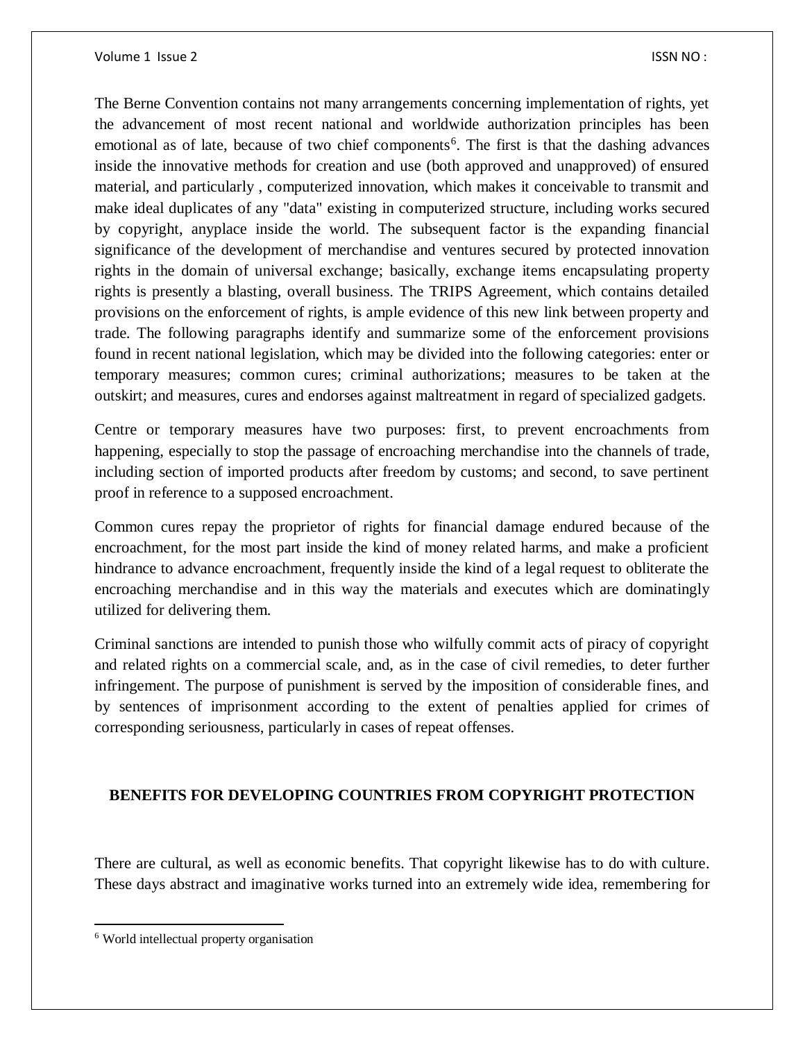The Berne Convention contains not many arrangements concerning implementation of rights, yet the advancement of most recent national and worldwide authorization principles has been emotional as of late, because of two chief components[6]. The first is that the dashing advances inside the innovative methods for creation and use (both approved and unapproved) of ensured material, and particularly , computerized innovation, which makes it conceivable to transmit and make ideal duplicates of any "data" existing in computerized structure, including works secured by copyright, anyplace inside the world. The subsequent factor is the expanding financial significance of the development of merchandise and ventures secured by protected innovation rights in the domain of universal exchange; basically, exchange items encapsulating property rights is presently a blasting, overall business. The TRIPS Agreement, which contains detailed provisions on the enforcement of rights, is ample evidence of this new link between property and trade. The following paragraphs identify and summarize some of the enforcement provisions found in recent national legislation, which may be divided into the following categories: enter or temporary measures; common cures; criminal authorizations; measures to be taken at the outskirt; and measures, cures and endorses against maltreatment in regard of specialized gadgets.

Centre or temporary measures have two purposes: first, to prevent encroachments from happening, especially to stop the passage of encroaching merchandise into the channels of trade, including section of imported products after freedom by customs; and second, to save pertinent proof in reference to a supposed encroachment.

Common cures repay the proprietor of rights for financial damage endured because of the encroachment, for the most part inside the kind of money related harms, and make a proficient hindrance to advance encroachment, frequently inside the kind of a legal request to obliterate the encroaching merchandise and in this way the materials and executes which are dominatingly utilized for delivering them.

Criminal sanctions are intended to punish those who wilfully commit acts of piracy of copyright and related rights on a commercial scale, and, as in the case of civil remedies, to deter further infringement. The purpose of punishment is served by the imposition of considerable fines, and by sentences of imprisonment according to the extent of penalties applied for crimes of corresponding seriousness, particularly in cases of repeat offenses.

## BENEFITS FOR DEVELOPING COUNTRIES FROM COPYRIGHT PROTECTION

There are cultural, as well as economic benefits. That copyright likewise has to do with culture. These days abstract and imaginative works turned into an extremely wide idea, remembering for

[6] World intellectual property organisation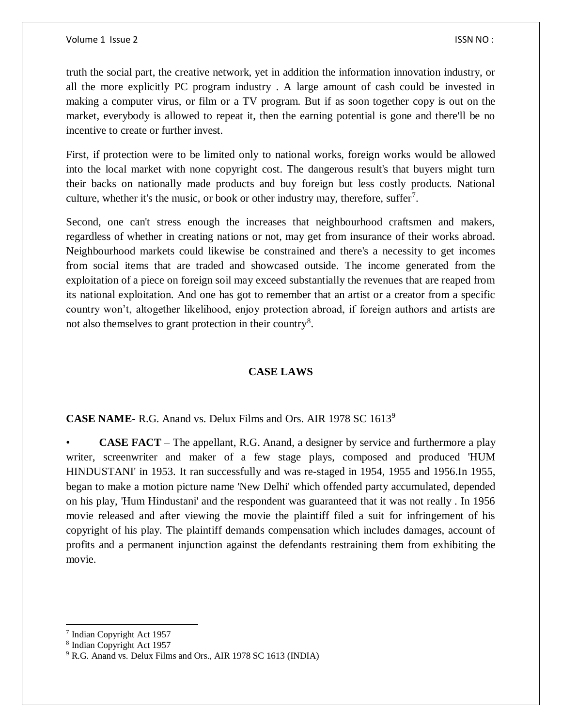truth the social part, the creative network, yet in addition the information innovation industry, or all the more explicitly PC program industry . A large amount of cash could be invested in making a computer virus, or film or a TV program. But if as soon together copy is out on the market, everybody is allowed to repeat it, then the earning potential is gone and there'll be no incentive to create or further invest.

First, if protection were to be limited only to national works, foreign works would be allowed into the local market with none copyright cost. The dangerous result's that buyers might turn their backs on nationally made products and buy foreign but less costly products. National culture, whether it's the music, or book or other industry may, therefore, suffer[7].

Second, one can't stress enough the increases that neighbourhood craftsmen and makers, regardless of whether in creating nations or not, may get from insurance of their works abroad. Neighbourhood markets could likewise be constrained and there's a necessity to get incomes from social items that are traded and showcased outside. The income generated from the exploitation of a piece on foreign soil may exceed substantially the revenues that are reaped from its national exploitation. And one has got to remember that an artist or a creator from a specific country won't, altogether likelihood, enjoy protection abroad, if foreign authors and artists are not also themselves to grant protection in their country[8].

## CASE LAWS

**CASE NAME**- R.G. Anand vs. Delux Films and Ors. AIR 1978 SC 1613[9]

- **CASE FACT** – The appellant, R.G. Anand, a designer by service and furthermore a play writer, screenwriter and maker of a few stage plays, composed and produced 'HUM HINDUSTANI' in 1953. It ran successfully and was re-staged in 1954, 1955 and 1956.In 1955, began to make a motion picture name 'New Delhi' which offended party accumulated, depended on his play, 'Hum Hindustani' and the respondent was guaranteed that it was not really . In 1956 movie released and after viewing the movie the plaintiff filed a suit for infringement of his copyright of his play. The plaintiff demands compensation which includes damages, account of profits and a permanent injunction against the defendants restraining them from exhibiting the movie.

---

[7] Indian Copyright Act 1957

[8] Indian Copyright Act 1957

[9] R.G. Anand vs. Delux Films and Ors., AIR 1978 SC 1613 (INDIA)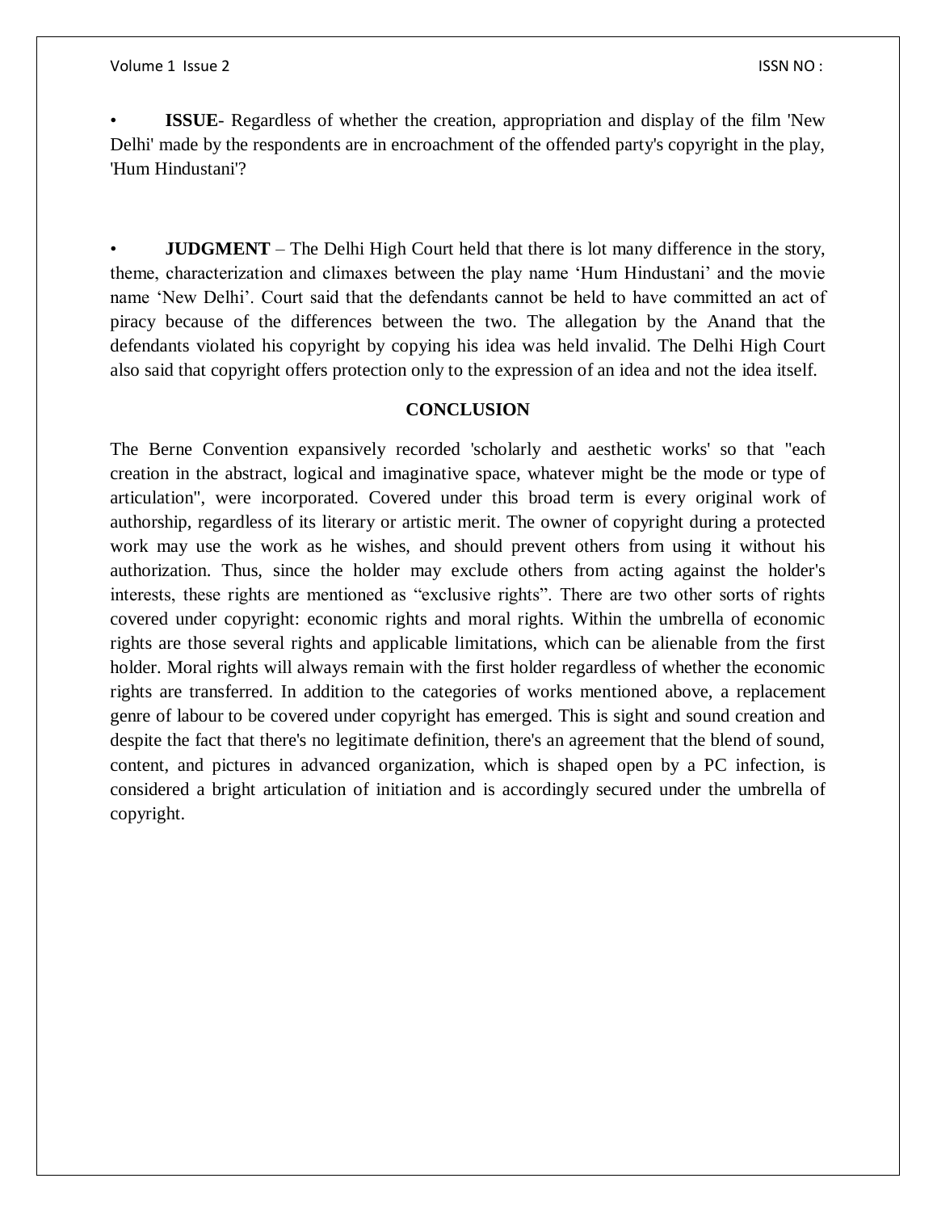- **ISSUE**- Regardless of whether the creation, appropriation and display of the film 'New Delhi' made by the respondents are in encroachment of the offended party's copyright in the play, 'Hum Hindustani'?

- **JUDGMENT** – The Delhi High Court held that there is lot many difference in the story, theme, characterization and climaxes between the play name 'Hum Hindustani' and the movie name 'New Delhi'. Court said that the defendants cannot be held to have committed an act of piracy because of the differences between the two. The allegation by the Anand that the defendants violated his copyright by copying his idea was held invalid. The Delhi High Court also said that copyright offers protection only to the expression of an idea and not the idea itself.

## CONCLUSION

The Berne Convention expansively recorded 'scholarly and aesthetic works' so that "each creation in the abstract, logical and imaginative space, whatever might be the mode or type of articulation", were incorporated. Covered under this broad term is every original work of authorship, regardless of its literary or artistic merit. The owner of copyright during a protected work may use the work as he wishes, and should prevent others from using it without his authorization. Thus, since the holder may exclude others from acting against the holder's interests, these rights are mentioned as "exclusive rights". There are two other sorts of rights covered under copyright: economic rights and moral rights. Within the umbrella of economic rights are those several rights and applicable limitations, which can be alienable from the first holder. Moral rights will always remain with the first holder regardless of whether the economic rights are transferred. In addition to the categories of works mentioned above, a replacement genre of labour to be covered under copyright has emerged. This is sight and sound creation and despite the fact that there's no legitimate definition, there's an agreement that the blend of sound, content, and pictures in advanced organization, which is shaped open by a PC infection, is considered a bright articulation of initiation and is accordingly secured under the umbrella of copyright.